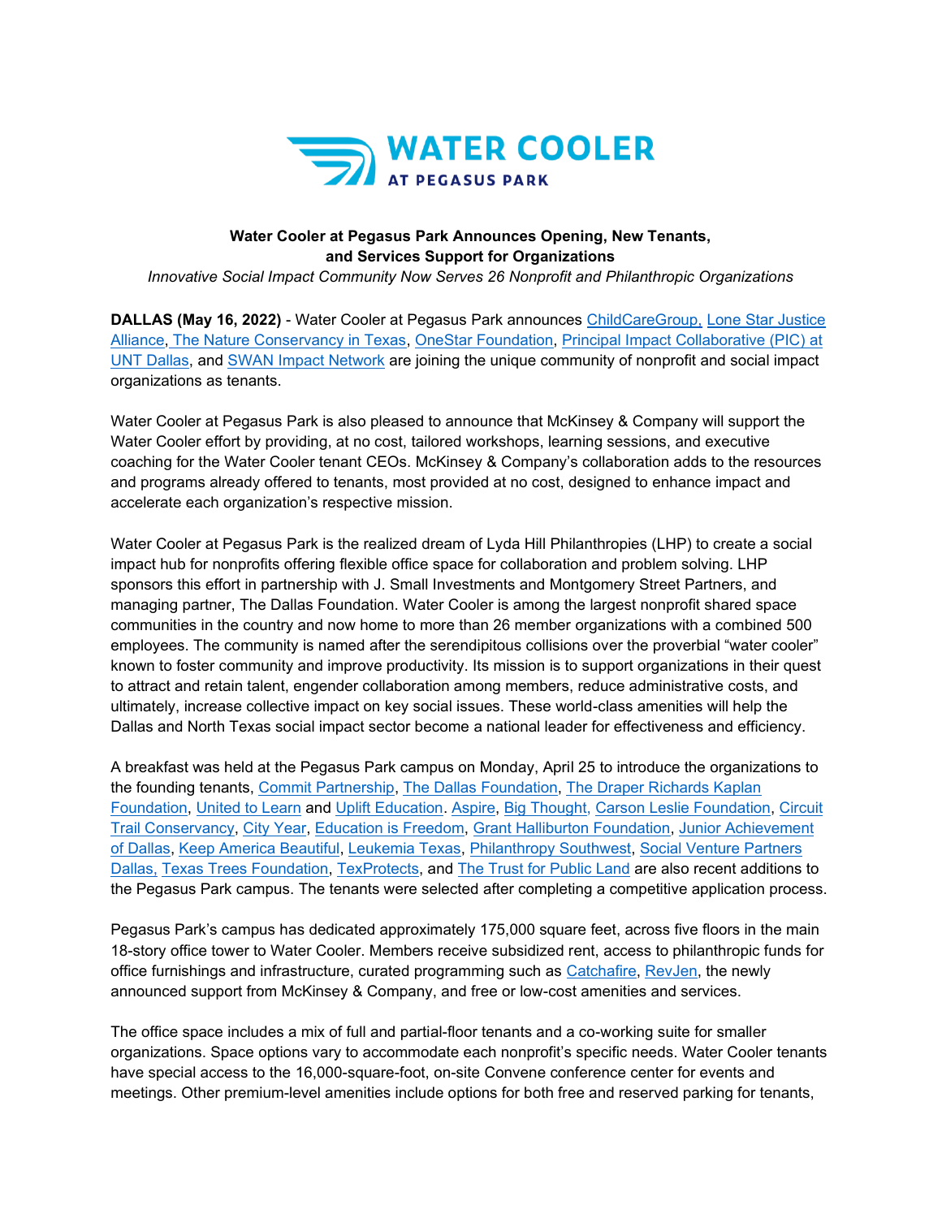WATER COOLER
AT PEGASUS PARK

**Water Cooler at Pegasus Park Announces Opening, New Tenants, and Services Support for Organizations**

*Innovative Social Impact Community Now Serves 26 Nonprofit and Philanthropic Organizations*

**DALLAS (May 16, 2022)** - Water Cooler at Pegasus Park announces ChildCareGroup, Lone Star Justice Alliance, The Nature Conservancy in Texas, OneStar Foundation, Principal Impact Collaborative (PIC) at UNT Dallas, and SWAN Impact Network are joining the unique community of nonprofit and social impact organizations as tenants.

Water Cooler at Pegasus Park is also pleased to announce that McKinsey & Company will support the Water Cooler effort by providing, at no cost, tailored workshops, learning sessions, and executive coaching for the Water Cooler tenant CEOs. McKinsey & Company's collaboration adds to the resources and programs already offered to tenants, most provided at no cost, designed to enhance impact and accelerate each organization's respective mission.

Water Cooler at Pegasus Park is the realized dream of Lyda Hill Philanthropies (LHP) to create a social impact hub for nonprofits offering flexible office space for collaboration and problem solving. LHP sponsors this effort in partnership with J. Small Investments and Montgomery Street Partners, and managing partner, The Dallas Foundation. Water Cooler is among the largest nonprofit shared space communities in the country and now home to more than 26 member organizations with a combined 500 employees. The community is named after the serendipitous collisions over the proverbial "water cooler" known to foster community and improve productivity. Its mission is to support organizations in their quest to attract and retain talent, engender collaboration among members, reduce administrative costs, and ultimately, increase collective impact on key social issues. These world-class amenities will help the Dallas and North Texas social impact sector become a national leader for effectiveness and efficiency.

A breakfast was held at the Pegasus Park campus on Monday, April 25 to introduce the organizations to the founding tenants, Commit Partnership, The Dallas Foundation, The Draper Richards Kaplan Foundation, United to Learn and Uplift Education. Aspire, Big Thought, Carson Leslie Foundation, Circuit Trail Conservancy, City Year, Education is Freedom, Grant Halliburton Foundation, Junior Achievement of Dallas, Keep America Beautiful, Leukemia Texas, Philanthropy Southwest, Social Venture Partners Dallas, Texas Trees Foundation, TexProtects, and The Trust for Public Land are also recent additions to the Pegasus Park campus. The tenants were selected after completing a competitive application process.

Pegasus Park's campus has dedicated approximately 175,000 square feet, across five floors in the main 18-story office tower to Water Cooler. Members receive subsidized rent, access to philanthropic funds for office furnishings and infrastructure, curated programming such as Catchafire, RevJen, the newly announced support from McKinsey & Company, and free or low-cost amenities and services.

The office space includes a mix of full and partial-floor tenants and a co-working suite for smaller organizations. Space options vary to accommodate each nonprofit's specific needs. Water Cooler tenants have special access to the 16,000-square-foot, on-site Convene conference center for events and meetings. Other premium-level amenities include options for both free and reserved parking for tenants,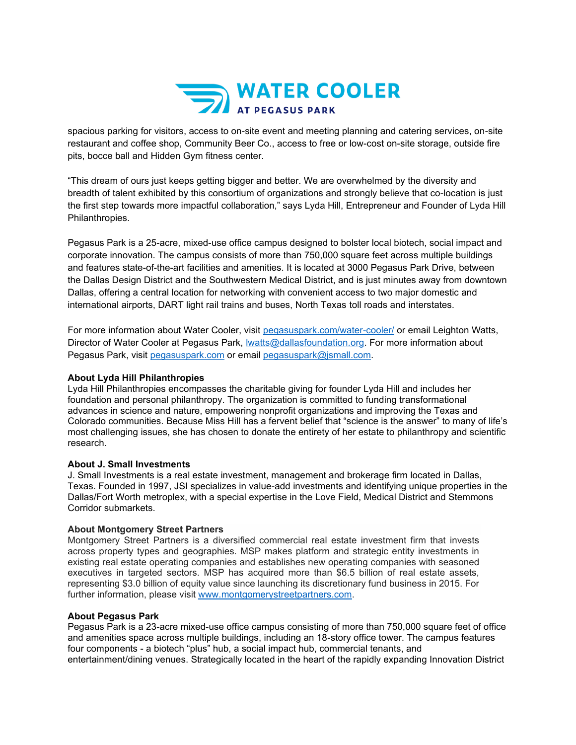spacious parking for visitors, access to on-site event and meeting planning and catering services, on-site restaurant and coffee shop, Community Beer Co., access to free or low-cost on-site storage, outside fire pits, bocce ball and Hidden Gym fitness center.

"This dream of ours just keeps getting bigger and better. We are overwhelmed by the diversity and breadth of talent exhibited by this consortium of organizations and strongly believe that co-location is just the first step towards more impactful collaboration," says Lyda Hill, Entrepreneur and Founder of Lyda Hill Philanthropies.

Pegasus Park is a 25-acre, mixed-use office campus designed to bolster local biotech, social impact and corporate innovation. The campus consists of more than 750,000 square feet across multiple buildings and features state-of-the-art facilities and amenities. It is located at 3000 Pegasus Park Drive, between the Dallas Design District and the Southwestern Medical District, and is just minutes away from downtown Dallas, offering a central location for networking with convenient access to two major domestic and international airports, DART light rail trains and buses, North Texas toll roads and interstates.

For more information about Water Cooler, visit [pegasuspark.com/water-cooler/](pegasuspark.com/water-cooler/) or email Leighton Watts, Director of Water Cooler at Pegasus Park, [lwatts@dallasfoundation.org](mailto:lwatts@dallasfoundation.org). For more information about Pegasus Park, visit [pegasuspark.com](pegasuspark.com) or email [pegasuspark@jsmall.com](mailto:pegasuspark@jsmall.com).

**About Lyda Hill Philanthropies**
Lyda Hill Philanthropies encompasses the charitable giving for founder Lyda Hill and includes her foundation and personal philanthropy. The organization is committed to funding transformational advances in science and nature, empowering nonprofit organizations and improving the Texas and Colorado communities. Because Miss Hill has a fervent belief that "science is the answer" to many of life's most challenging issues, she has chosen to donate the entirety of her estate to philanthropy and scientific research.

**About J. Small Investments**
J. Small Investments is a real estate investment, management and brokerage firm located in Dallas, Texas. Founded in 1997, JSI specializes in value-add investments and identifying unique properties in the Dallas/Fort Worth metroplex, with a special expertise in the Love Field, Medical District and Stemmons Corridor submarkets.

**About Montgomery Street Partners**
Montgomery Street Partners is a diversified commercial real estate investment firm that invests across property types and geographies. MSP makes platform and strategic entity investments in existing real estate operating companies and establishes new operating companies with seasoned executives in targeted sectors. MSP has acquired more than $6.5 billion of real estate assets, representing $3.0 billion of equity value since launching its discretionary fund business in 2015. For further information, please visit [www.montgomerystreetpartners.com](www.montgomerystreetpartners.com).

**About Pegasus Park**
Pegasus Park is a 23-acre mixed-use office campus consisting of more than 750,000 square feet of office and amenities space across multiple buildings, including an 18-story office tower. The campus features four components - a biotech "plus" hub, a social impact hub, commercial tenants, and entertainment/dining venues. Strategically located in the heart of the rapidly expanding Innovation District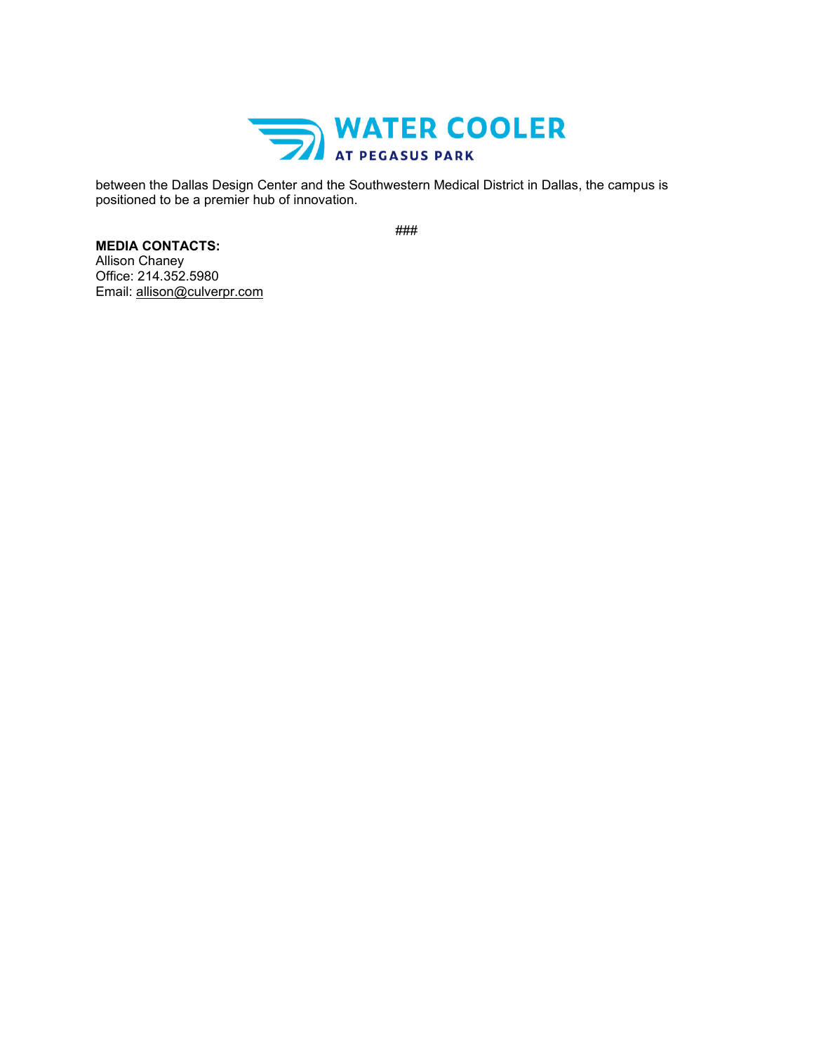between the Dallas Design Center and the Southwestern Medical District in Dallas, the campus is positioned to be a premier hub of innovation.

###

**MEDIA CONTACTS:**
Allison Chaney
Office: 214.352.5980
Email: allison@culverpr.com